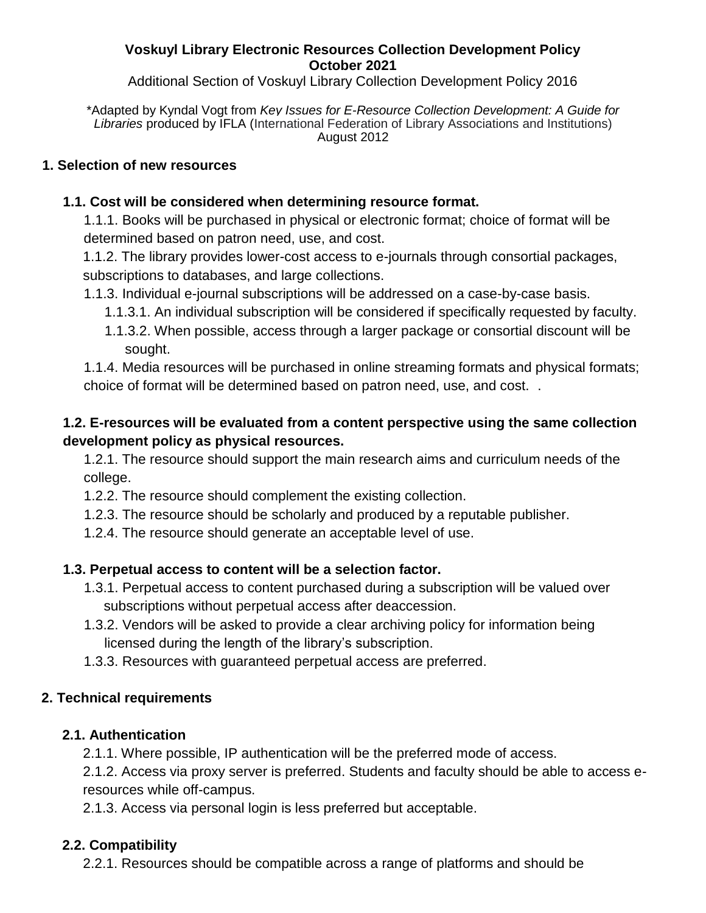# Voskuyl Library Electronic Resources Collection Development Policy
## October 2021

Additional Section of Voskuyl Library Collection Development Policy 2016

*Adapted by Kyndal Vogt from *Key Issues for E-Resource Collection Development: A Guide for Libraries* produced by IFLA (International Federation of Library Associations and Institutions) August 2012

## 1. Selection of new resources

### 1.1. Cost will be considered when determining resource format.

1.1.1. Books will be purchased in physical or electronic format; choice of format will be determined based on patron need, use, and cost.

1.1.2. The library provides lower-cost access to e-journals through consortial packages, subscriptions to databases, and large collections.

1.1.3. Individual e-journal subscriptions will be addressed on a case-by-case basis.

- 1.1.3.1. An individual subscription will be considered if specifically requested by faculty.
- 1.1.3.2. When possible, access through a larger package or consortial discount will be sought.

1.1.4. Media resources will be purchased in online streaming formats and physical formats; choice of format will be determined based on patron need, use, and cost. .

### 1.2. E-resources will be evaluated from a content perspective using the same collection development policy as physical resources.

1.2.1. The resource should support the main research aims and curriculum needs of the college.

1.2.2. The resource should complement the existing collection.

1.2.3. The resource should be scholarly and produced by a reputable publisher.

1.2.4. The resource should generate an acceptable level of use.

### 1.3. Perpetual access to content will be a selection factor.

1.3.1. Perpetual access to content purchased during a subscription will be valued over subscriptions without perpetual access after deaccession.

1.3.2. Vendors will be asked to provide a clear archiving policy for information being licensed during the length of the library's subscription.

1.3.3. Resources with guaranteed perpetual access are preferred.

## 2. Technical requirements

### 2.1. Authentication

2.1.1. Where possible, IP authentication will be the preferred mode of access.

2.1.2. Access via proxy server is preferred. Students and faculty should be able to access e-resources while off-campus.

2.1.3. Access via personal login is less preferred but acceptable.

### 2.2. Compatibility

2.2.1. Resources should be compatible across a range of platforms and should be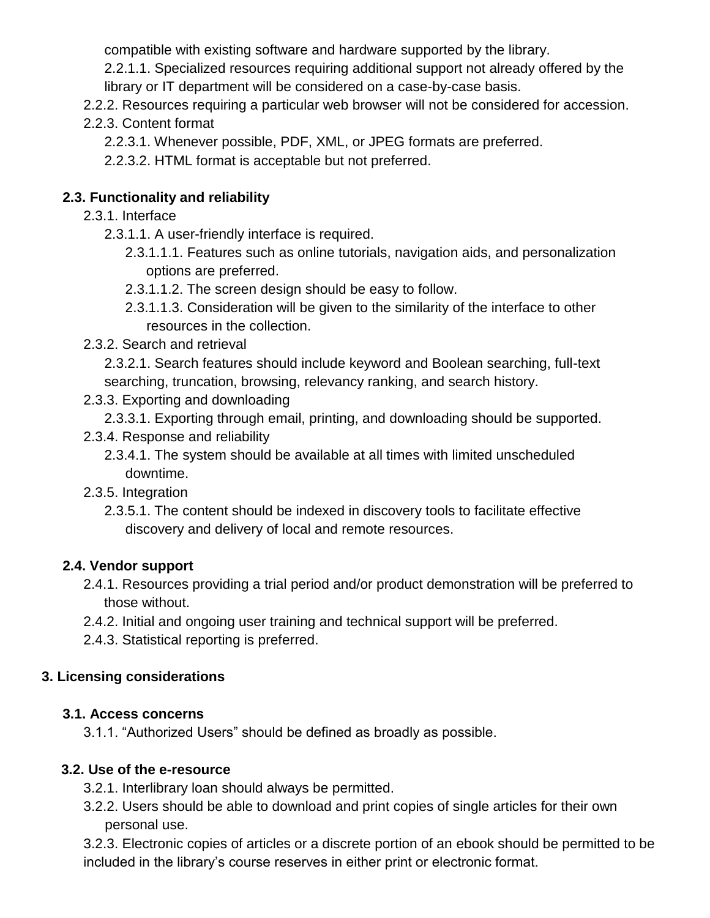compatible with existing software and hardware supported by the library.

2.2.1.1. Specialized resources requiring additional support not already offered by the library or IT department will be considered on a case-by-case basis.

2.2.2. Resources requiring a particular web browser will not be considered for accession.

2.2.3. Content format

2.2.3.1. Whenever possible, PDF, XML, or JPEG formats are preferred.

2.2.3.2. HTML format is acceptable but not preferred.

### 2.3. Functionality and reliability

2.3.1. Interface

2.3.1.1. A user-friendly interface is required.

2.3.1.1.1. Features such as online tutorials, navigation aids, and personalization options are preferred.

2.3.1.1.2. The screen design should be easy to follow.

2.3.1.1.3. Consideration will be given to the similarity of the interface to other resources in the collection.

2.3.2. Search and retrieval

2.3.2.1. Search features should include keyword and Boolean searching, full-text searching, truncation, browsing, relevancy ranking, and search history.

2.3.3. Exporting and downloading

2.3.3.1. Exporting through email, printing, and downloading should be supported.

2.3.4. Response and reliability

2.3.4.1. The system should be available at all times with limited unscheduled downtime.

2.3.5. Integration

2.3.5.1. The content should be indexed in discovery tools to facilitate effective discovery and delivery of local and remote resources.

### 2.4. Vendor support

2.4.1. Resources providing a trial period and/or product demonstration will be preferred to those without.

2.4.2. Initial and ongoing user training and technical support will be preferred.

2.4.3. Statistical reporting is preferred.

## 3. Licensing considerations

### 3.1. Access concerns

3.1.1. “Authorized Users” should be defined as broadly as possible.

### 3.2. Use of the e-resource

3.2.1. Interlibrary loan should always be permitted.

3.2.2. Users should be able to download and print copies of single articles for their own personal use.

3.2.3. Electronic copies of articles or a discrete portion of an ebook should be permitted to be included in the library’s course reserves in either print or electronic format.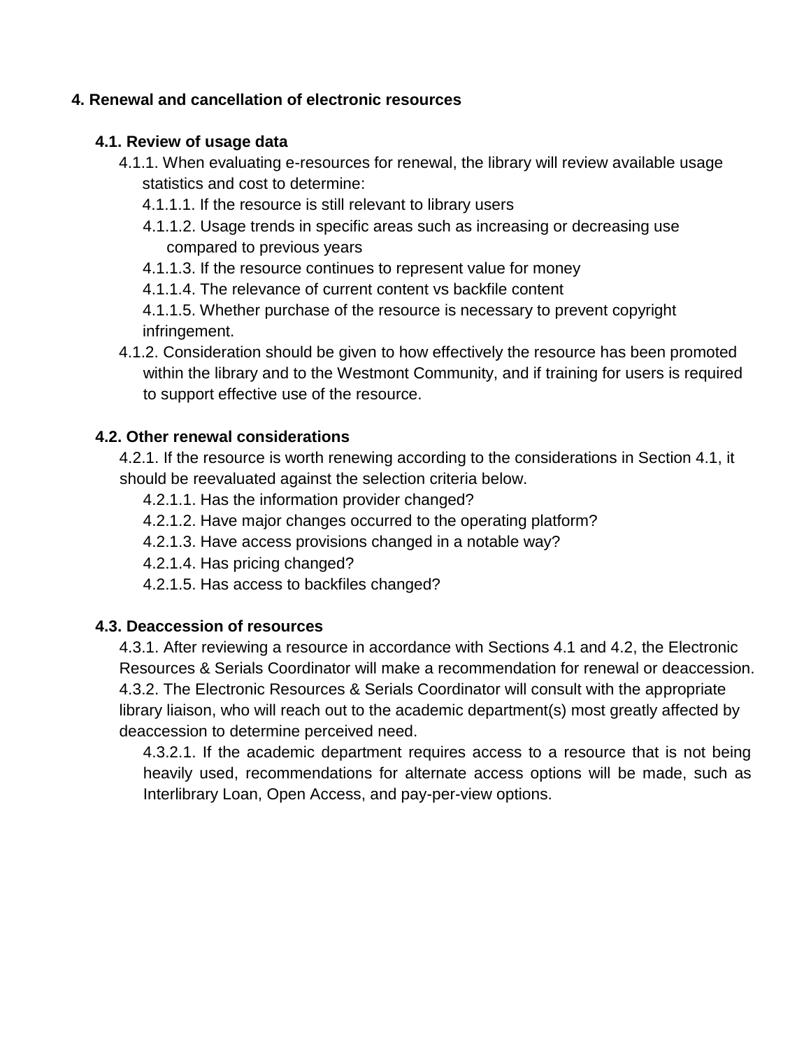## 4. Renewal and cancellation of electronic resources

### 4.1. Review of usage data

- 4.1.1. When evaluating e-resources for renewal, the library will review available usage statistics and cost to determine:
  - 4.1.1.1. If the resource is still relevant to library users
  - 4.1.1.2. Usage trends in specific areas such as increasing or decreasing use compared to previous years
  - 4.1.1.3. If the resource continues to represent value for money
  - 4.1.1.4. The relevance of current content vs backfile content
  - 4.1.1.5. Whether purchase of the resource is necessary to prevent copyright infringement.
- 4.1.2. Consideration should be given to how effectively the resource has been promoted within the library and to the Westmont Community, and if training for users is required to support effective use of the resource.

### 4.2. Other renewal considerations

- 4.2.1. If the resource is worth renewing according to the considerations in Section 4.1, it should be reevaluated against the selection criteria below.
  - 4.2.1.1. Has the information provider changed?
  - 4.2.1.2. Have major changes occurred to the operating platform?
  - 4.2.1.3. Have access provisions changed in a notable way?
  - 4.2.1.4. Has pricing changed?
  - 4.2.1.5. Has access to backfiles changed?

### 4.3. Deaccession of resources

- 4.3.1. After reviewing a resource in accordance with Sections 4.1 and 4.2, the Electronic Resources & Serials Coordinator will make a recommendation for renewal or deaccession.
- 4.3.2. The Electronic Resources & Serials Coordinator will consult with the appropriate library liaison, who will reach out to the academic department(s) most greatly affected by deaccession to determine perceived need.
  - 4.3.2.1. If the academic department requires access to a resource that is not being heavily used, recommendations for alternate access options will be made, such as Interlibrary Loan, Open Access, and pay-per-view options.